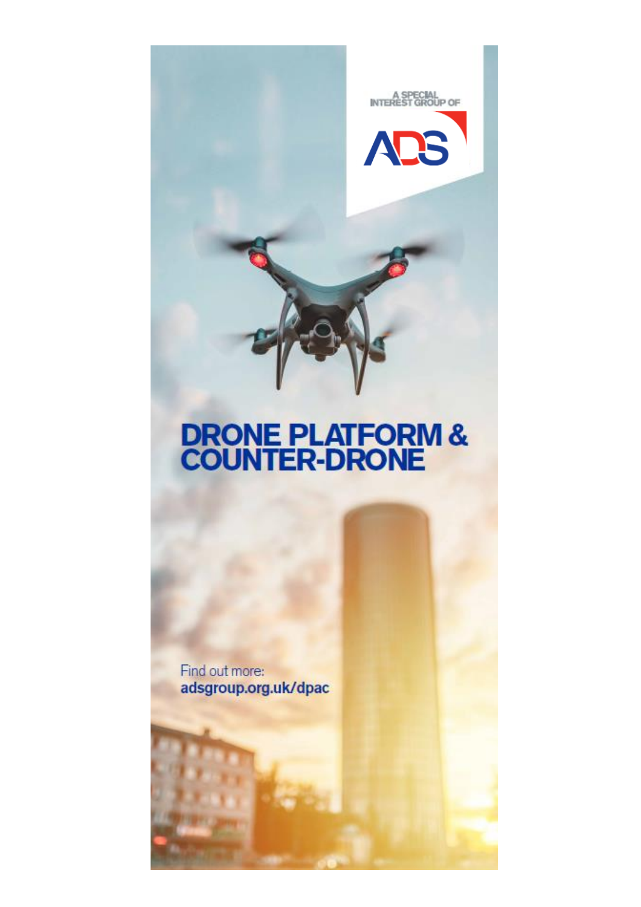A SPECIAL INTEREST GROUP OF

ADS

# DRONE PLATFORM & COUNTER-DRONE

Find out more:
**adsgroup.org.uk/dpac**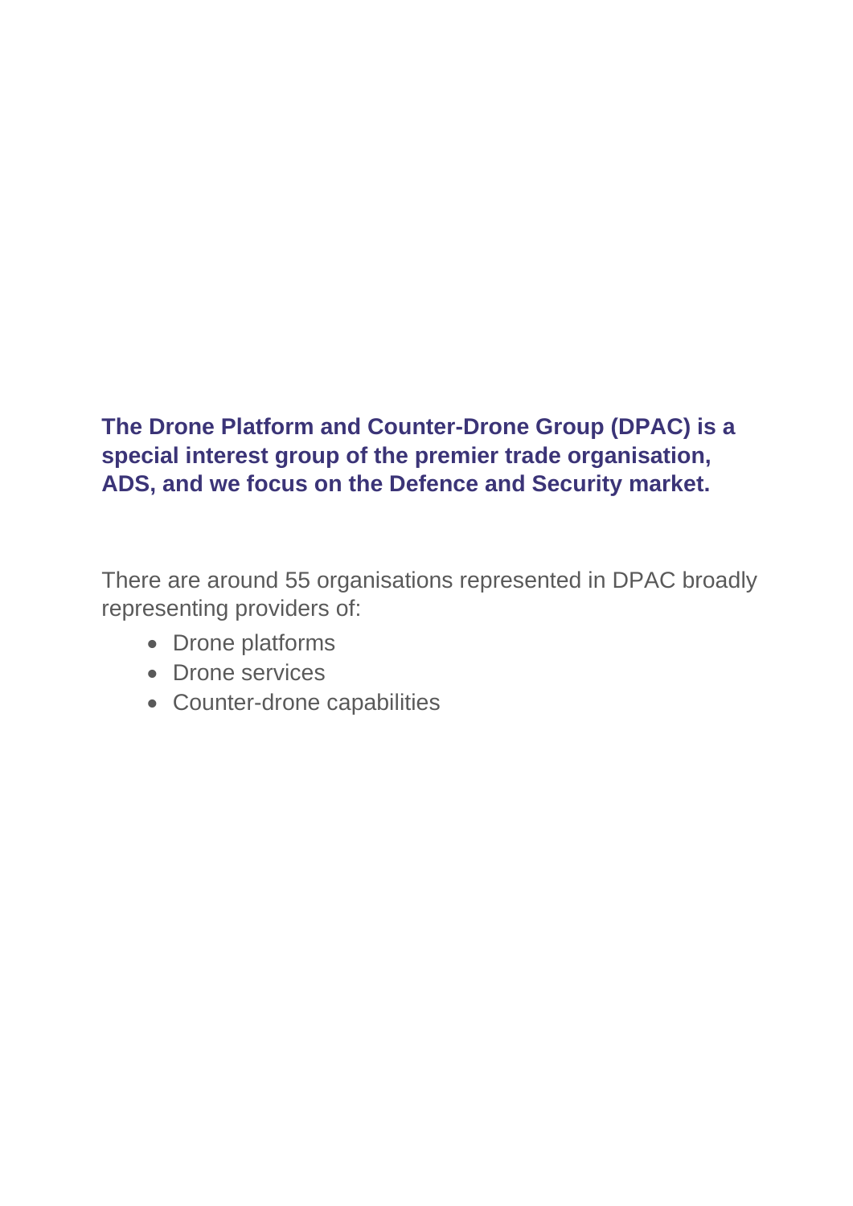**The Drone Platform and Counter-Drone Group (DPAC) is a special interest group of the premier trade organisation, ADS, and we focus on the Defence and Security market.**

There are around 55 organisations represented in DPAC broadly representing providers of:

- Drone platforms
- Drone services
- Counter-drone capabilities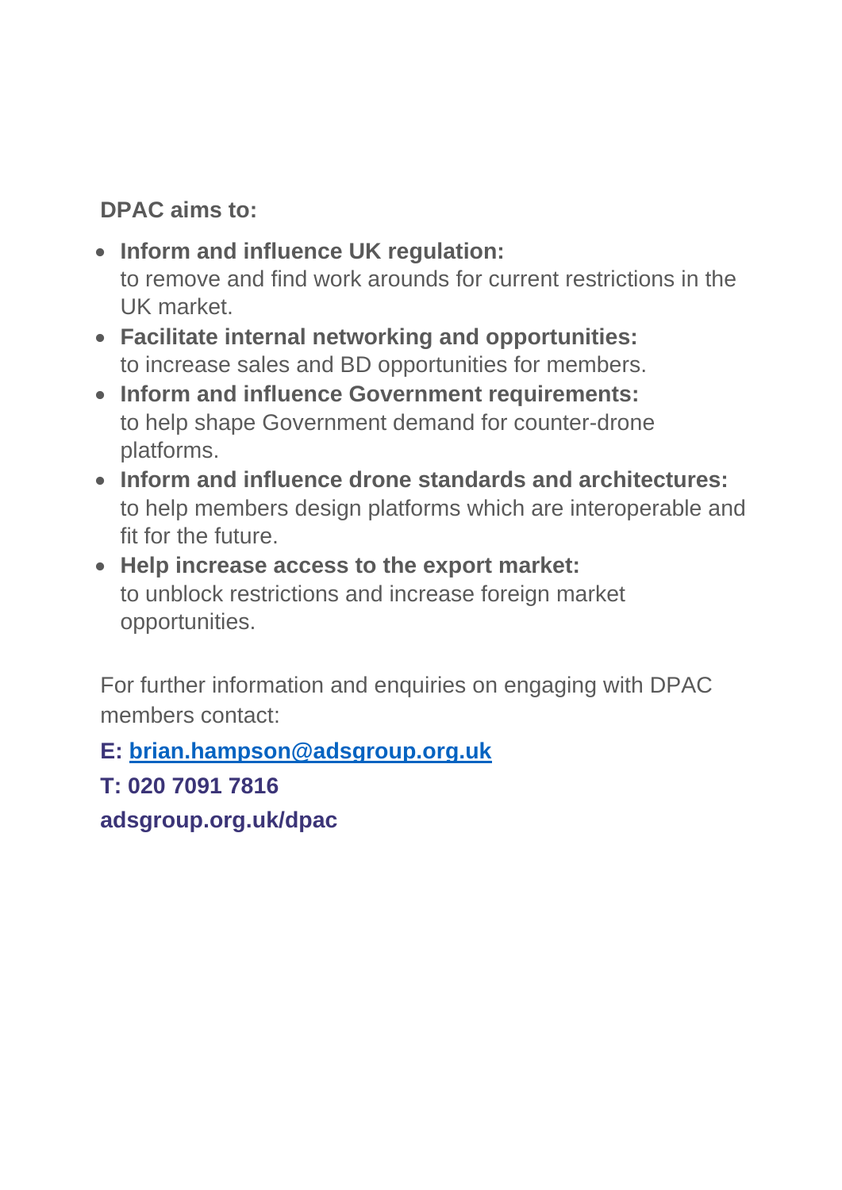**DPAC aims to:**

- **Inform and influence UK regulation:**
  to remove and find work arounds for current restrictions in the UK market.
- **Facilitate internal networking and opportunities:**
  to increase sales and BD opportunities for members.
- **Inform and influence Government requirements:**
  to help shape Government demand for counter-drone platforms.
- **Inform and influence drone standards and architectures:**
  to help members design platforms which are interoperable and fit for the future.
- **Help increase access to the export market:**
  to unblock restrictions and increase foreign market opportunities.

For further information and enquiries on engaging with DPAC members contact:

**E: brian.hampson@adsgroup.org.uk**

**T: 020 7091 7816**

**adsgroup.org.uk/dpac**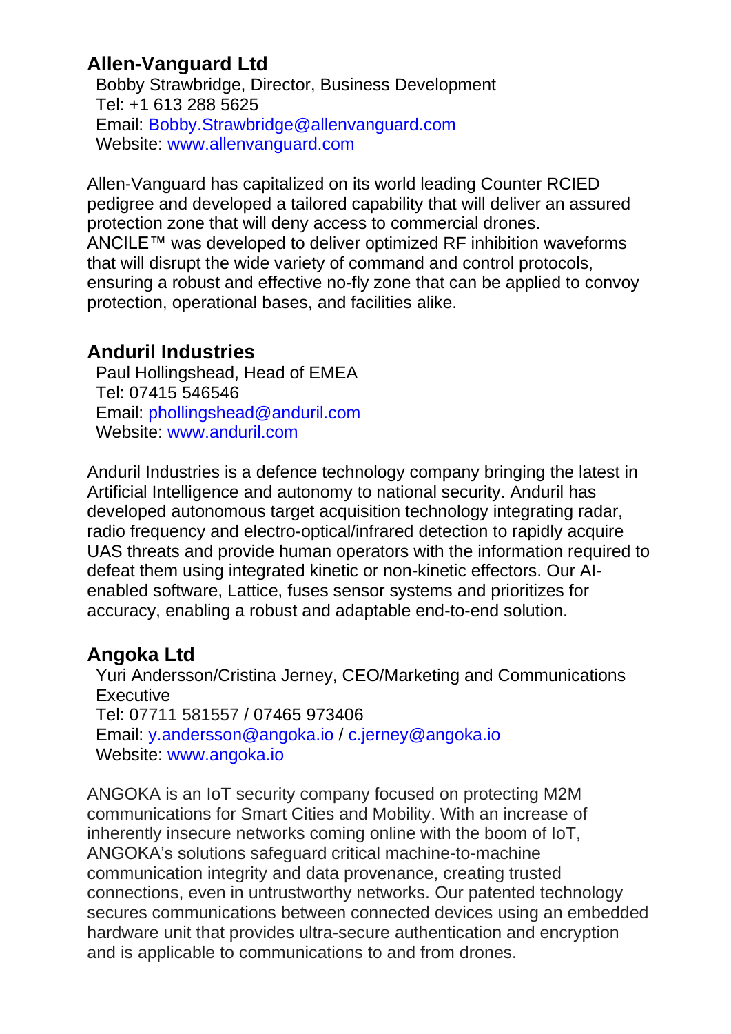## Allen-Vanguard Ltd

Bobby Strawbridge, Director, Business Development
Tel: +1 613 288 5625
Email: Bobby.Strawbridge@allenvanguard.com
Website: www.allenvanguard.com

Allen-Vanguard has capitalized on its world leading Counter RCIED pedigree and developed a tailored capability that will deliver an assured protection zone that will deny access to commercial drones. ANCILE™ was developed to deliver optimized RF inhibition waveforms that will disrupt the wide variety of command and control protocols, ensuring a robust and effective no-fly zone that can be applied to convoy protection, operational bases, and facilities alike.

## Anduril Industries

Paul Hollingshead, Head of EMEA
Tel: 07415 546546
Email: phollingshead@anduril.com
Website: www.anduril.com

Anduril Industries is a defence technology company bringing the latest in Artificial Intelligence and autonomy to national security. Anduril has developed autonomous target acquisition technology integrating radar, radio frequency and electro-optical/infrared detection to rapidly acquire UAS threats and provide human operators with the information required to defeat them using integrated kinetic or non-kinetic effectors. Our AI-enabled software, Lattice, fuses sensor systems and prioritizes for accuracy, enabling a robust and adaptable end-to-end solution.

## Angoka Ltd

Yuri Andersson/Cristina Jerney, CEO/Marketing and Communications Executive
Tel: 07711 581557 / 07465 973406
Email: y.andersson@angoka.io / c.jerney@angoka.io
Website: www.angoka.io

ANGOKA is an IoT security company focused on protecting M2M communications for Smart Cities and Mobility. With an increase of inherently insecure networks coming online with the boom of IoT, ANGOKA's solutions safeguard critical machine-to-machine communication integrity and data provenance, creating trusted connections, even in untrustworthy networks. Our patented technology secures communications between connected devices using an embedded hardware unit that provides ultra-secure authentication and encryption and is applicable to communications to and from drones.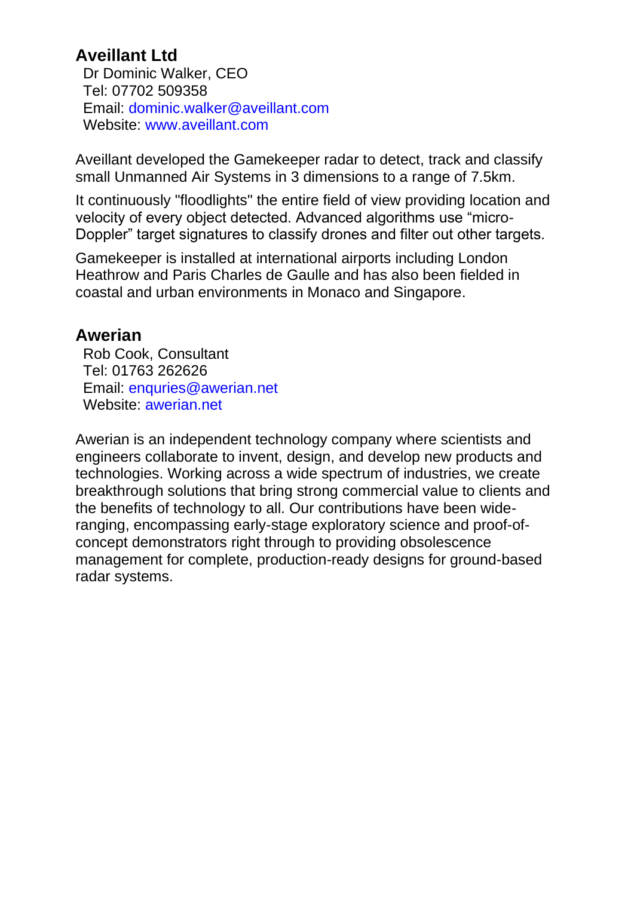## Aveillant Ltd

Dr Dominic Walker, CEO
Tel: 07702 509358
Email: dominic.walker@aveillant.com
Website: www.aveillant.com

Aveillant developed the Gamekeeper radar to detect, track and classify small Unmanned Air Systems in 3 dimensions to a range of 7.5km.

It continuously "floodlights" the entire field of view providing location and velocity of every object detected. Advanced algorithms use “micro-Doppler” target signatures to classify drones and filter out other targets.

Gamekeeper is installed at international airports including London Heathrow and Paris Charles de Gaulle and has also been fielded in coastal and urban environments in Monaco and Singapore.

## Awerian

Rob Cook, Consultant
Tel: 01763 262626
Email: enquries@awerian.net
Website: awerian.net

Awerian is an independent technology company where scientists and engineers collaborate to invent, design, and develop new products and technologies. Working across a wide spectrum of industries, we create breakthrough solutions that bring strong commercial value to clients and the benefits of technology to all. Our contributions have been wide-ranging, encompassing early-stage exploratory science and proof-of-concept demonstrators right through to providing obsolescence management for complete, production-ready designs for ground-based radar systems.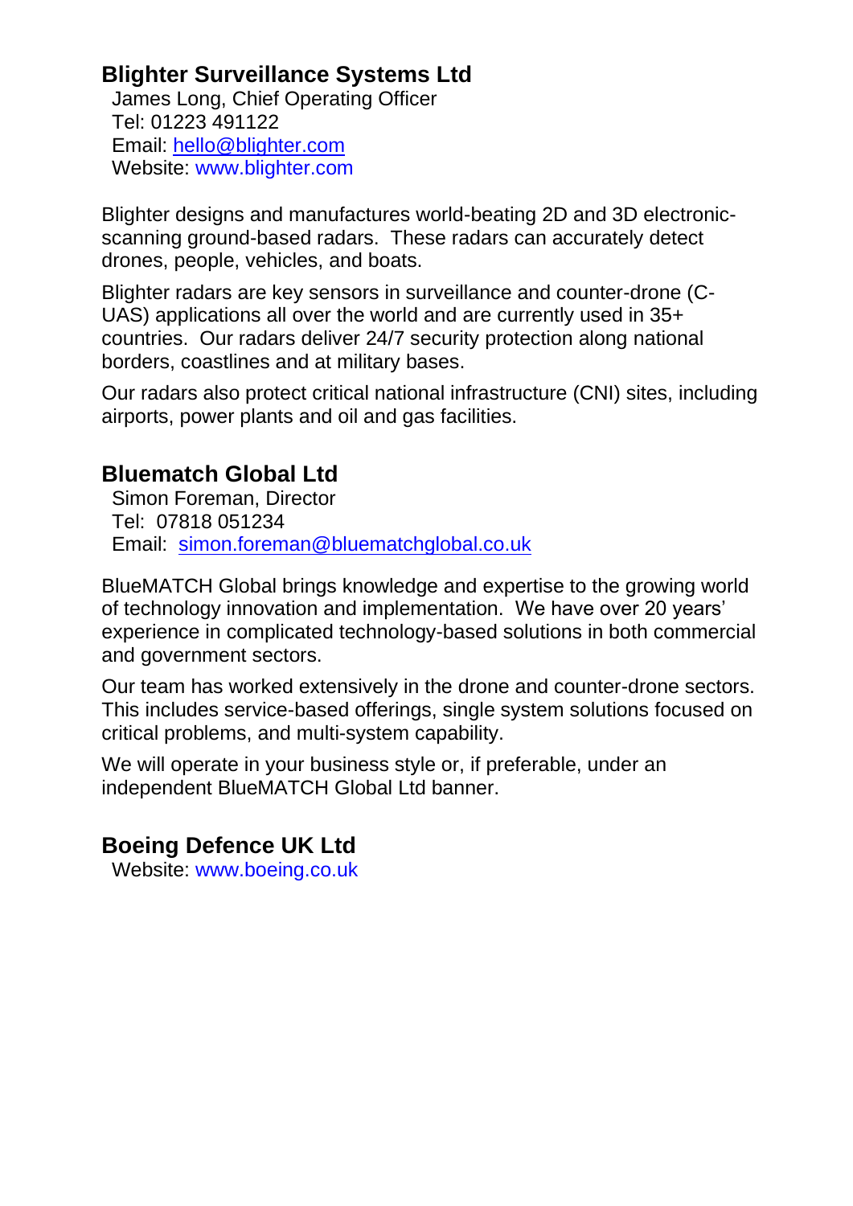## Blighter Surveillance Systems Ltd

James Long, Chief Operating Officer
Tel: 01223 491122
Email: hello@blighter.com
Website: www.blighter.com

Blighter designs and manufactures world-beating 2D and 3D electronic-scanning ground-based radars. These radars can accurately detect drones, people, vehicles, and boats.

Blighter radars are key sensors in surveillance and counter-drone (C-UAS) applications all over the world and are currently used in 35+ countries. Our radars deliver 24/7 security protection along national borders, coastlines and at military bases.

Our radars also protect critical national infrastructure (CNI) sites, including airports, power plants and oil and gas facilities.

## Bluematch Global Ltd

Simon Foreman, Director
Tel: 07818 051234
Email: simon.foreman@bluematchglobal.co.uk

BlueMATCH Global brings knowledge and expertise to the growing world of technology innovation and implementation. We have over 20 years' experience in complicated technology-based solutions in both commercial and government sectors.

Our team has worked extensively in the drone and counter-drone sectors. This includes service-based offerings, single system solutions focused on critical problems, and multi-system capability.

We will operate in your business style or, if preferable, under an independent BlueMATCH Global Ltd banner.

## Boeing Defence UK Ltd

Website: www.boeing.co.uk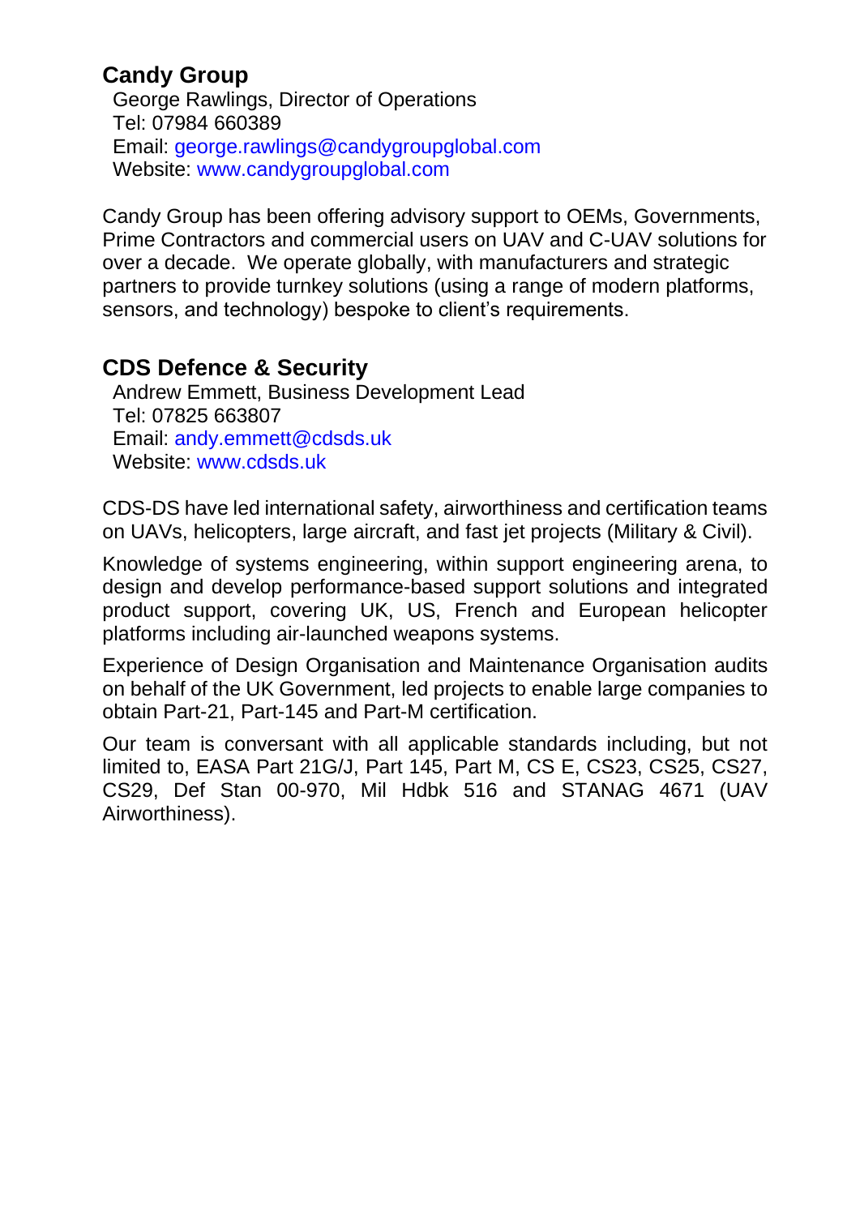## Candy Group

George Rawlings, Director of Operations
Tel: 07984 660389
Email: george.rawlings@candygroupglobal.com
Website: www.candygroupglobal.com

Candy Group has been offering advisory support to OEMs, Governments, Prime Contractors and commercial users on UAV and C-UAV solutions for over a decade. We operate globally, with manufacturers and strategic partners to provide turnkey solutions (using a range of modern platforms, sensors, and technology) bespoke to client's requirements.

## CDS Defence & Security

Andrew Emmett, Business Development Lead
Tel: 07825 663807
Email: andy.emmett@cdsds.uk
Website: www.cdsds.uk

CDS-DS have led international safety, airworthiness and certification teams on UAVs, helicopters, large aircraft, and fast jet projects (Military & Civil).

Knowledge of systems engineering, within support engineering arena, to design and develop performance-based support solutions and integrated product support, covering UK, US, French and European helicopter platforms including air-launched weapons systems.

Experience of Design Organisation and Maintenance Organisation audits on behalf of the UK Government, led projects to enable large companies to obtain Part-21, Part-145 and Part-M certification.

Our team is conversant with all applicable standards including, but not limited to, EASA Part 21G/J, Part 145, Part M, CS E, CS23, CS25, CS27, CS29, Def Stan 00-970, Mil Hdbk 516 and STANAG 4671 (UAV Airworthiness).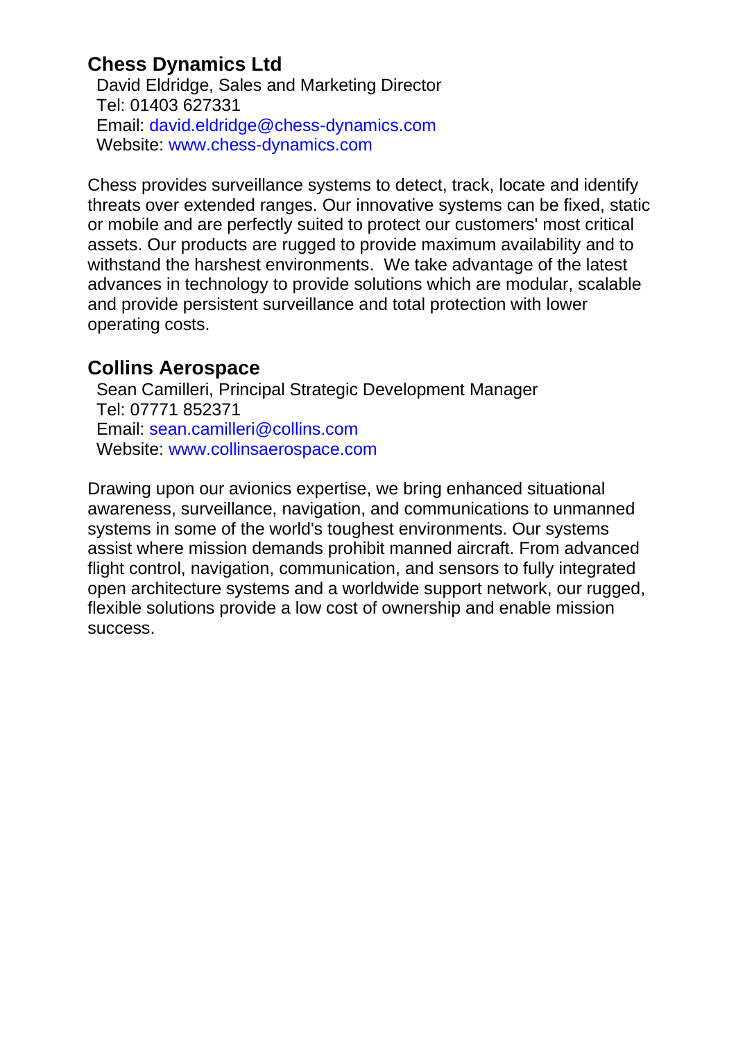## Chess Dynamics Ltd

David Eldridge, Sales and Marketing Director
Tel: 01403 627331
Email: david.eldridge@chess-dynamics.com
Website: www.chess-dynamics.com

Chess provides surveillance systems to detect, track, locate and identify threats over extended ranges. Our innovative systems can be fixed, static or mobile and are perfectly suited to protect our customers' most critical assets. Our products are rugged to provide maximum availability and to withstand the harshest environments. We take advantage of the latest advances in technology to provide solutions which are modular, scalable and provide persistent surveillance and total protection with lower operating costs.

## Collins Aerospace

Sean Camilleri, Principal Strategic Development Manager
Tel: 07771 852371
Email: sean.camilleri@collins.com
Website: www.collinsaerospace.com

Drawing upon our avionics expertise, we bring enhanced situational awareness, surveillance, navigation, and communications to unmanned systems in some of the world's toughest environments. Our systems assist where mission demands prohibit manned aircraft. From advanced flight control, navigation, communication, and sensors to fully integrated open architecture systems and a worldwide support network, our rugged, flexible solutions provide a low cost of ownership and enable mission success.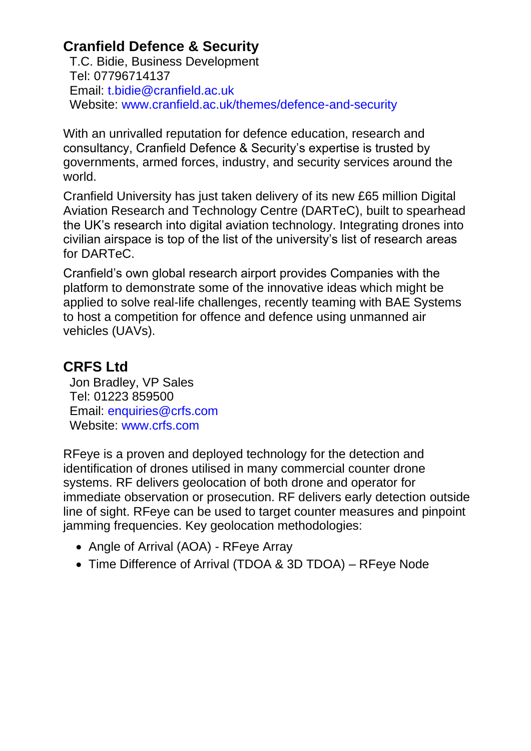## Cranfield Defence & Security

T.C. Bidie, Business Development
Tel: 07796714137
Email: t.bidie@cranfield.ac.uk
Website: www.cranfield.ac.uk/themes/defence-and-security

With an unrivalled reputation for defence education, research and consultancy, Cranfield Defence & Security's expertise is trusted by governments, armed forces, industry, and security services around the world.

Cranfield University has just taken delivery of its new £65 million Digital Aviation Research and Technology Centre (DARTeC), built to spearhead the UK's research into digital aviation technology. Integrating drones into civilian airspace is top of the list of the university's list of research areas for DARTeC.

Cranfield's own global research airport provides Companies with the platform to demonstrate some of the innovative ideas which might be applied to solve real-life challenges, recently teaming with BAE Systems to host a competition for offence and defence using unmanned air vehicles (UAVs).

## CRFS Ltd

Jon Bradley, VP Sales
Tel: 01223 859500
Email: enquiries@crfs.com
Website: www.crfs.com

RFeye is a proven and deployed technology for the detection and identification of drones utilised in many commercial counter drone systems. RF delivers geolocation of both drone and operator for immediate observation or prosecution. RF delivers early detection outside line of sight. RFeye can be used to target counter measures and pinpoint jamming frequencies. Key geolocation methodologies:

- Angle of Arrival (AOA) - RFeye Array
- Time Difference of Arrival (TDOA & 3D TDOA) – RFeye Node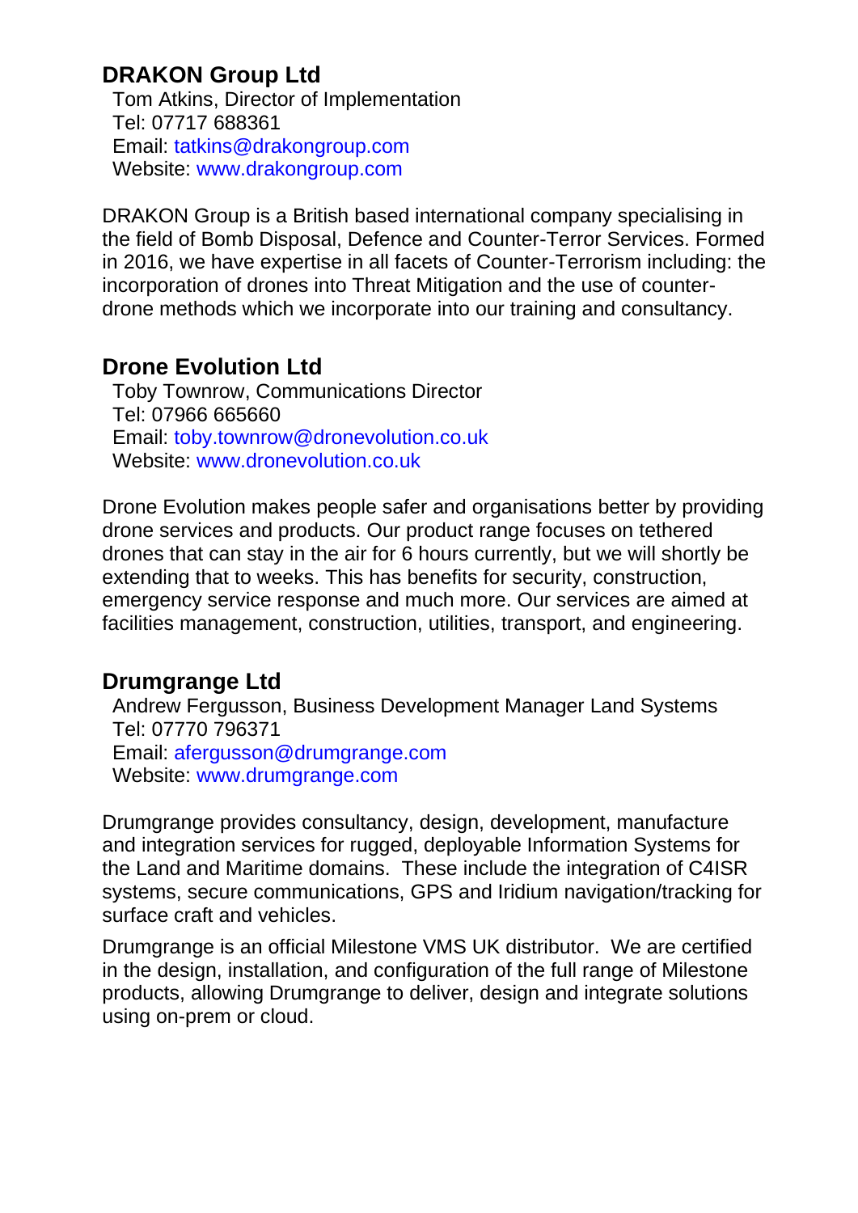## DRAKON Group Ltd

Tom Atkins, Director of Implementation
Tel: 07717 688361
Email: tatkins@drakongroup.com
Website: www.drakongroup.com

DRAKON Group is a British based international company specialising in the field of Bomb Disposal, Defence and Counter-Terror Services. Formed in 2016, we have expertise in all facets of Counter-Terrorism including: the incorporation of drones into Threat Mitigation and the use of counter-drone methods which we incorporate into our training and consultancy.

## Drone Evolution Ltd

Toby Townrow, Communications Director
Tel: 07966 665660
Email: toby.townrow@dronevolution.co.uk
Website: www.dronevolution.co.uk

Drone Evolution makes people safer and organisations better by providing drone services and products. Our product range focuses on tethered drones that can stay in the air for 6 hours currently, but we will shortly be extending that to weeks. This has benefits for security, construction, emergency service response and much more. Our services are aimed at facilities management, construction, utilities, transport, and engineering.

## Drumgrange Ltd

Andrew Fergusson, Business Development Manager Land Systems
Tel: 07770 796371
Email: afergusson@drumgrange.com
Website: www.drumgrange.com

Drumgrange provides consultancy, design, development, manufacture and integration services for rugged, deployable Information Systems for the Land and Maritime domains. These include the integration of C4ISR systems, secure communications, GPS and Iridium navigation/tracking for surface craft and vehicles.

Drumgrange is an official Milestone VMS UK distributor. We are certified in the design, installation, and configuration of the full range of Milestone products, allowing Drumgrange to deliver, design and integrate solutions using on-prem or cloud.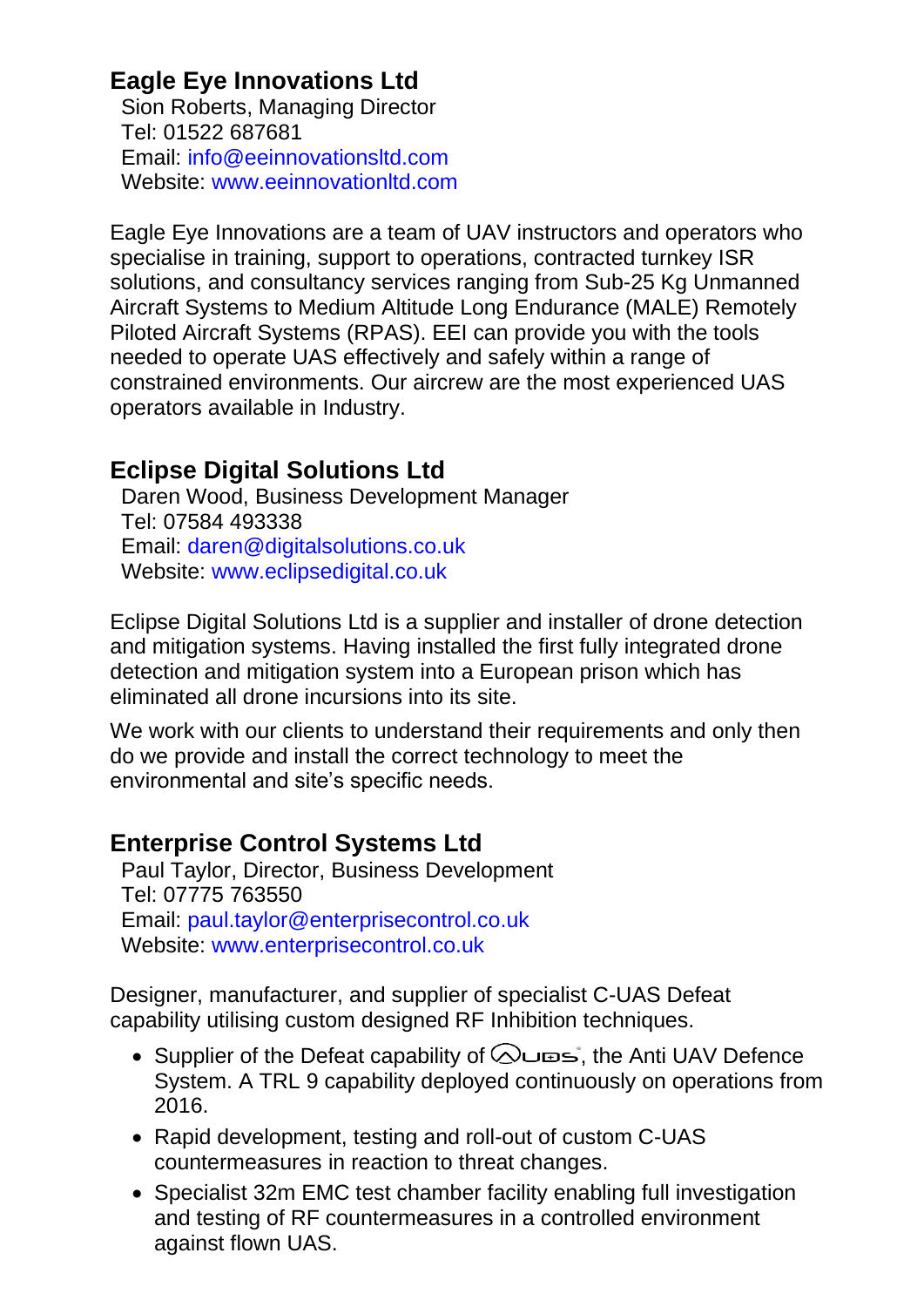## Eagle Eye Innovations Ltd

Sion Roberts, Managing Director
Tel: 01522 687681
Email: info@eeinnovationsltd.com
Website: www.eeinnovationltd.com

Eagle Eye Innovations are a team of UAV instructors and operators who specialise in training, support to operations, contracted turnkey ISR solutions, and consultancy services ranging from Sub-25 Kg Unmanned Aircraft Systems to Medium Altitude Long Endurance (MALE) Remotely Piloted Aircraft Systems (RPAS). EEI can provide you with the tools needed to operate UAS effectively and safely within a range of constrained environments. Our aircrew are the most experienced UAS operators available in Industry.

## Eclipse Digital Solutions Ltd

Daren Wood, Business Development Manager
Tel: 07584 493338
Email: daren@digitalsolutions.co.uk
Website: www.eclipsedigital.co.uk

Eclipse Digital Solutions Ltd is a supplier and installer of drone detection and mitigation systems. Having installed the first fully integrated drone detection and mitigation system into a European prison which has eliminated all drone incursions into its site.

We work with our clients to understand their requirements and only then do we provide and install the correct technology to meet the environmental and site's specific needs.

## Enterprise Control Systems Ltd

Paul Taylor, Director, Business Development
Tel: 07775 763550
Email: paul.taylor@enterprisecontrol.co.uk
Website: www.enterprisecontrol.co.uk

Designer, manufacturer, and supplier of specialist C-UAS Defeat capability utilising custom designed RF Inhibition techniques.

- Supplier of the Defeat capability of AUDS, the Anti UAV Defence System. A TRL 9 capability deployed continuously on operations from 2016.
- Rapid development, testing and roll-out of custom C-UAS countermeasures in reaction to threat changes.
- Specialist 32m EMC test chamber facility enabling full investigation and testing of RF countermeasures in a controlled environment against flown UAS.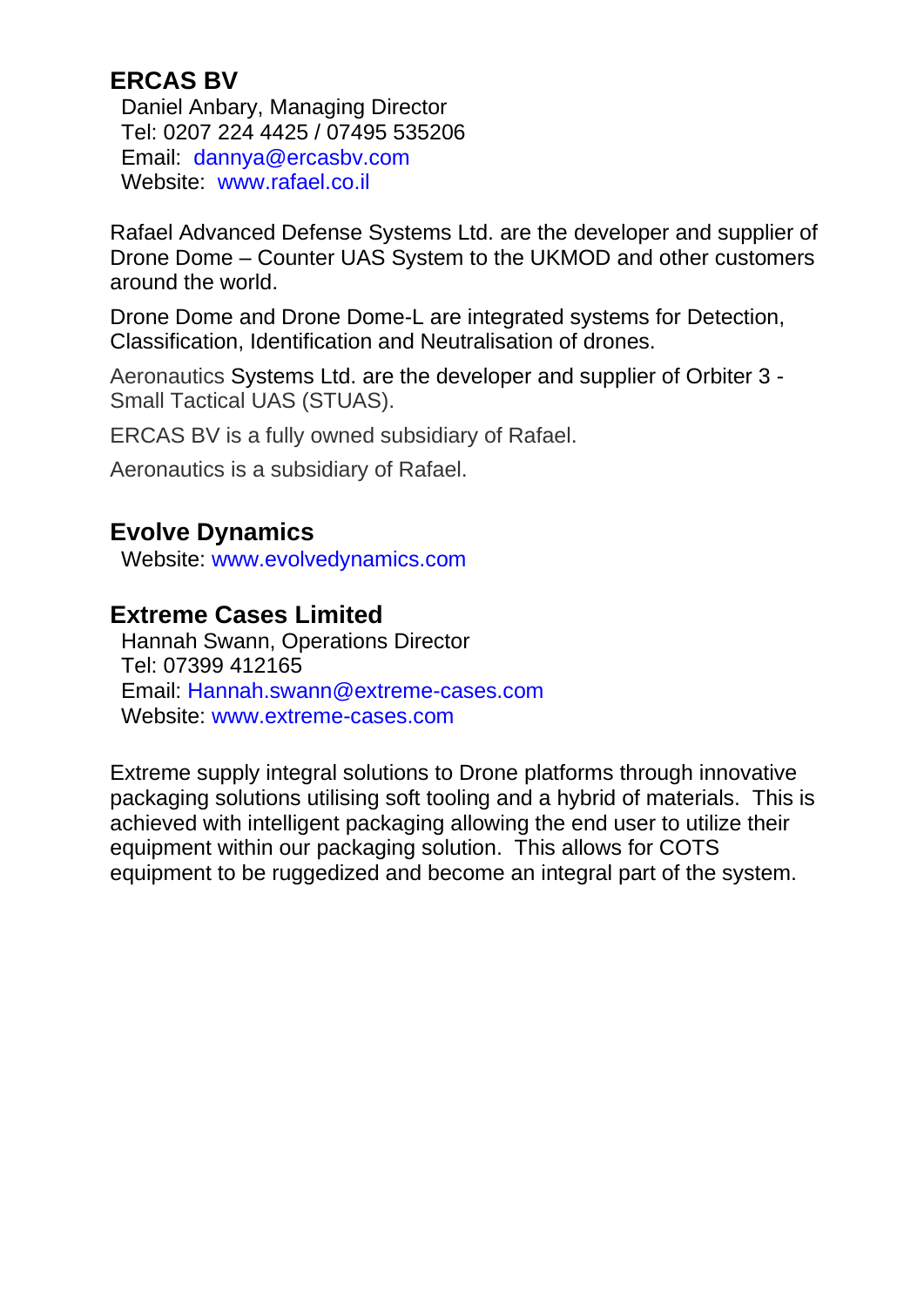## ERCAS BV

Daniel Anbary, Managing Director
Tel: 0207 224 4425 / 07495 535206
Email: dannya@ercasbv.com
Website: www.rafael.co.il

Rafael Advanced Defense Systems Ltd. are the developer and supplier of Drone Dome – Counter UAS System to the UKMOD and other customers around the world.

Drone Dome and Drone Dome-L are integrated systems for Detection, Classification, Identification and Neutralisation of drones.

Aeronautics Systems Ltd. are the developer and supplier of Orbiter 3 - Small Tactical UAS (STUAS).

ERCAS BV is a fully owned subsidiary of Rafael.

Aeronautics is a subsidiary of Rafael.

## Evolve Dynamics

Website: www.evolvedynamics.com

## Extreme Cases Limited

Hannah Swann, Operations Director
Tel: 07399 412165
Email: Hannah.swann@extreme-cases.com
Website: www.extreme-cases.com

Extreme supply integral solutions to Drone platforms through innovative packaging solutions utilising soft tooling and a hybrid of materials. This is achieved with intelligent packaging allowing the end user to utilize their equipment within our packaging solution. This allows for COTS equipment to be ruggedized and become an integral part of the system.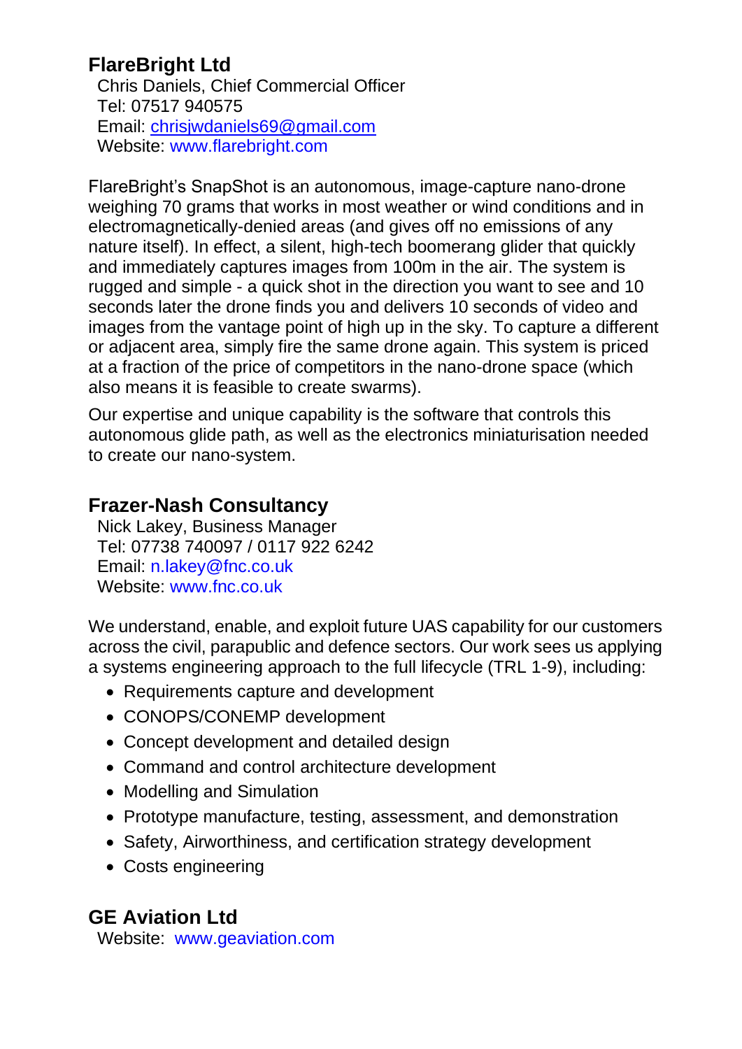## FlareBright Ltd

Chris Daniels, Chief Commercial Officer
Tel: 07517 940575
Email: chrisjwdaniels69@gmail.com
Website: www.flarebright.com

FlareBright's SnapShot is an autonomous, image-capture nano-drone weighing 70 grams that works in most weather or wind conditions and in electromagnetically-denied areas (and gives off no emissions of any nature itself). In effect, a silent, high-tech boomerang glider that quickly and immediately captures images from 100m in the air. The system is rugged and simple - a quick shot in the direction you want to see and 10 seconds later the drone finds you and delivers 10 seconds of video and images from the vantage point of high up in the sky. To capture a different or adjacent area, simply fire the same drone again. This system is priced at a fraction of the price of competitors in the nano-drone space (which also means it is feasible to create swarms).

Our expertise and unique capability is the software that controls this autonomous glide path, as well as the electronics miniaturisation needed to create our nano-system.

## Frazer-Nash Consultancy

Nick Lakey, Business Manager
Tel: 07738 740097 / 0117 922 6242
Email: n.lakey@fnc.co.uk
Website: www.fnc.co.uk

We understand, enable, and exploit future UAS capability for our customers across the civil, parapublic and defence sectors. Our work sees us applying a systems engineering approach to the full lifecycle (TRL 1-9), including:

- Requirements capture and development
- CONOPS/CONEMP development
- Concept development and detailed design
- Command and control architecture development
- Modelling and Simulation
- Prototype manufacture, testing, assessment, and demonstration
- Safety, Airworthiness, and certification strategy development
- Costs engineering

## GE Aviation Ltd

Website: www.geaviation.com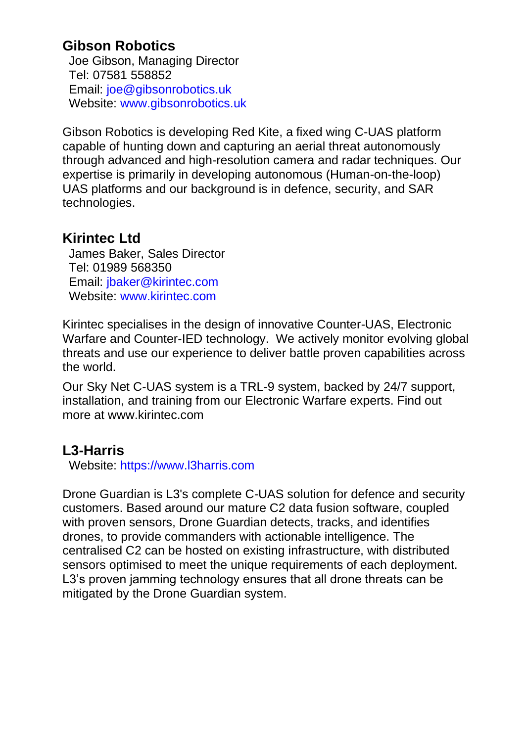## Gibson Robotics

Joe Gibson, Managing Director
Tel: 07581 558852
Email: joe@gibsonrobotics.uk
Website: www.gibsonrobotics.uk

Gibson Robotics is developing Red Kite, a fixed wing C-UAS platform capable of hunting down and capturing an aerial threat autonomously through advanced and high-resolution camera and radar techniques. Our expertise is primarily in developing autonomous (Human-on-the-loop) UAS platforms and our background is in defence, security, and SAR technologies.

## Kirintec Ltd

James Baker, Sales Director
Tel: 01989 568350
Email: jbaker@kirintec.com
Website: www.kirintec.com

Kirintec specialises in the design of innovative Counter-UAS, Electronic Warfare and Counter-IED technology. We actively monitor evolving global threats and use our experience to deliver battle proven capabilities across the world.

Our Sky Net C-UAS system is a TRL-9 system, backed by 24/7 support, installation, and training from our Electronic Warfare experts. Find out more at www.kirintec.com

## L3-Harris

Website: https://www.l3harris.com

Drone Guardian is L3's complete C-UAS solution for defence and security customers. Based around our mature C2 data fusion software, coupled with proven sensors, Drone Guardian detects, tracks, and identifies drones, to provide commanders with actionable intelligence. The centralised C2 can be hosted on existing infrastructure, with distributed sensors optimised to meet the unique requirements of each deployment. L3's proven jamming technology ensures that all drone threats can be mitigated by the Drone Guardian system.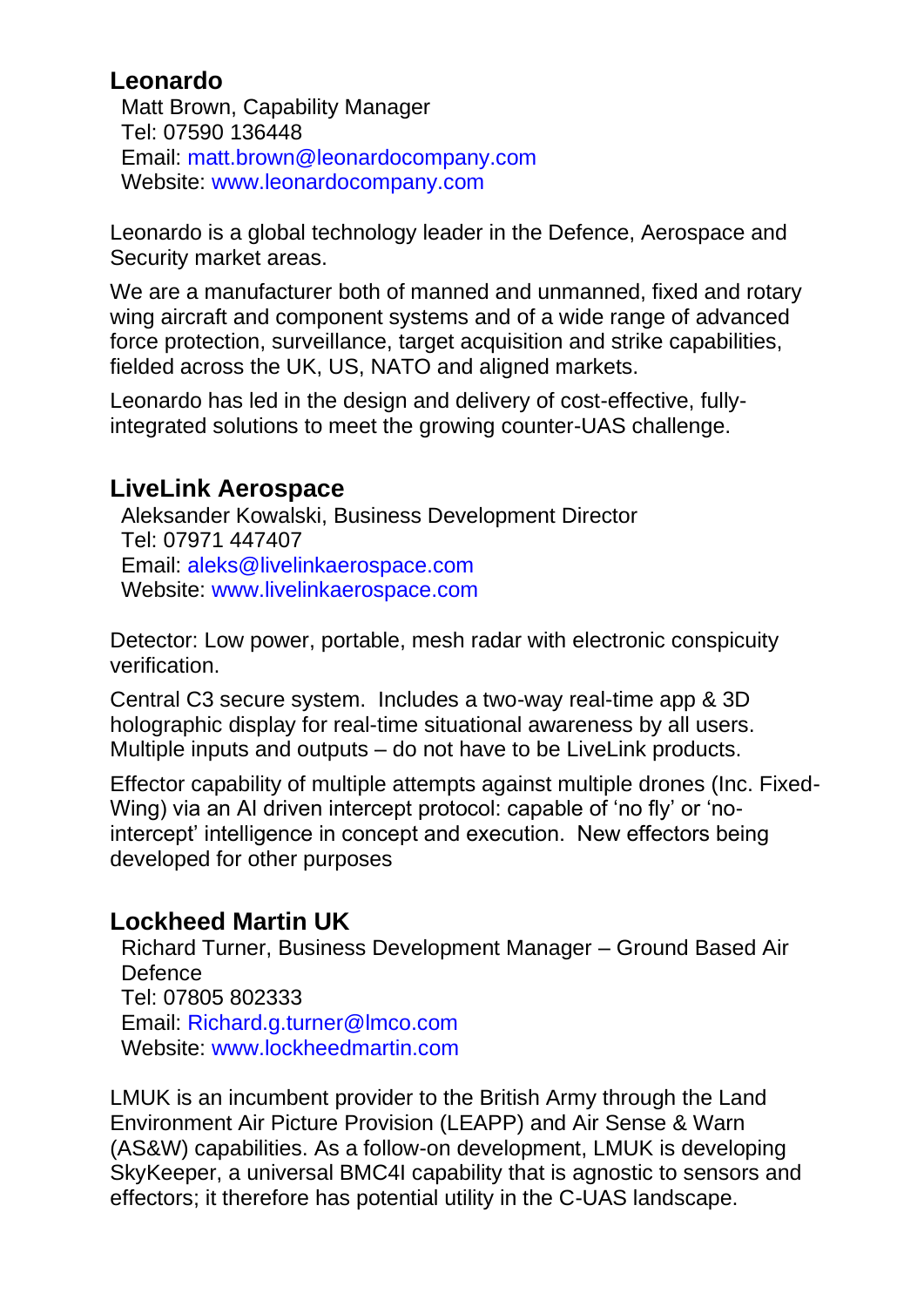## Leonardo

Matt Brown, Capability Manager
Tel: 07590 136448
Email: matt.brown@leonardocompany.com
Website: www.leonardocompany.com

Leonardo is a global technology leader in the Defence, Aerospace and Security market areas.

We are a manufacturer both of manned and unmanned, fixed and rotary wing aircraft and component systems and of a wide range of advanced force protection, surveillance, target acquisition and strike capabilities, fielded across the UK, US, NATO and aligned markets.

Leonardo has led in the design and delivery of cost-effective, fully-integrated solutions to meet the growing counter-UAS challenge.

## LiveLink Aerospace

Aleksander Kowalski, Business Development Director
Tel: 07971 447407
Email: aleks@livelinkaerospace.com
Website: www.livelinkaerospace.com

Detector: Low power, portable, mesh radar with electronic conspicuity verification.

Central C3 secure system. Includes a two-way real-time app & 3D holographic display for real-time situational awareness by all users. Multiple inputs and outputs – do not have to be LiveLink products.

Effector capability of multiple attempts against multiple drones (Inc. Fixed-Wing) via an AI driven intercept protocol: capable of 'no fly' or 'no-intercept' intelligence in concept and execution. New effectors being developed for other purposes

## Lockheed Martin UK

Richard Turner, Business Development Manager – Ground Based Air Defence
Tel: 07805 802333
Email: Richard.g.turner@lmco.com
Website: www.lockheedmartin.com

LMUK is an incumbent provider to the British Army through the Land Environment Air Picture Provision (LEAPP) and Air Sense & Warn (AS&W) capabilities. As a follow-on development, LMUK is developing SkyKeeper, a universal BMC4I capability that is agnostic to sensors and effectors; it therefore has potential utility in the C-UAS landscape.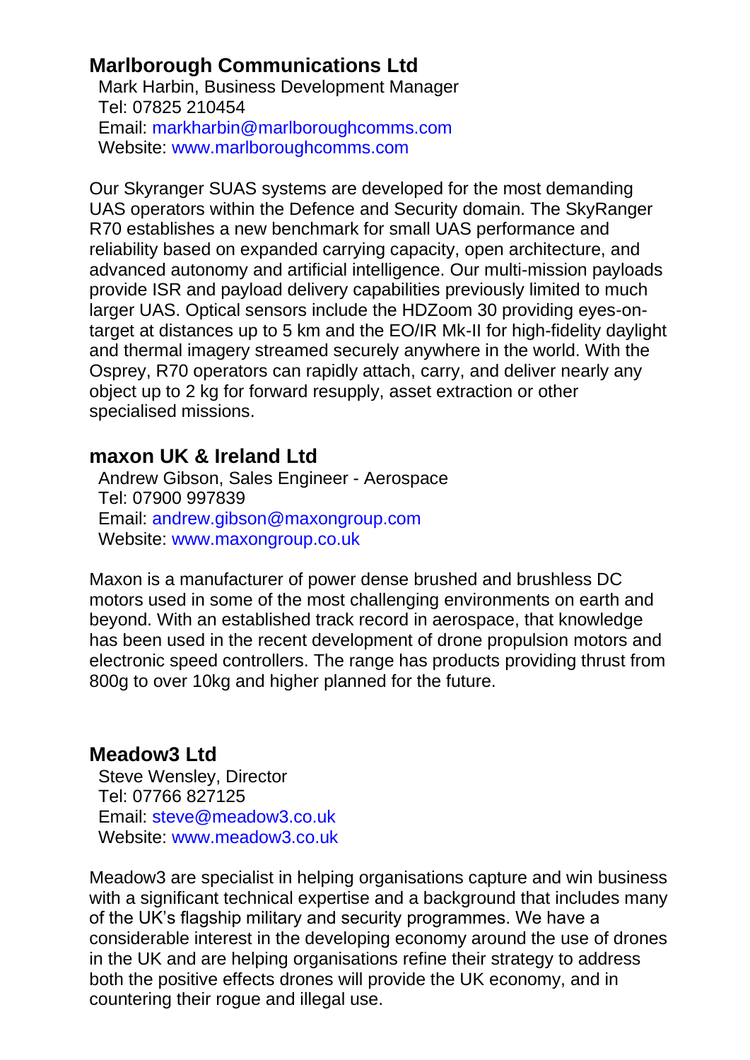## Marlborough Communications Ltd

Mark Harbin, Business Development Manager
Tel: 07825 210454
Email: markharbin@marlboroughcomms.com
Website: www.marlboroughcomms.com

Our Skyranger SUAS systems are developed for the most demanding UAS operators within the Defence and Security domain. The SkyRanger R70 establishes a new benchmark for small UAS performance and reliability based on expanded carrying capacity, open architecture, and advanced autonomy and artificial intelligence. Our multi-mission payloads provide ISR and payload delivery capabilities previously limited to much larger UAS. Optical sensors include the HDZoom 30 providing eyes-on-target at distances up to 5 km and the EO/IR Mk-II for high-fidelity daylight and thermal imagery streamed securely anywhere in the world. With the Osprey, R70 operators can rapidly attach, carry, and deliver nearly any object up to 2 kg for forward resupply, asset extraction or other specialised missions.

## maxon UK & Ireland Ltd

Andrew Gibson, Sales Engineer - Aerospace
Tel: 07900 997839
Email: andrew.gibson@maxongroup.com
Website: www.maxongroup.co.uk

Maxon is a manufacturer of power dense brushed and brushless DC motors used in some of the most challenging environments on earth and beyond. With an established track record in aerospace, that knowledge has been used in the recent development of drone propulsion motors and electronic speed controllers. The range has products providing thrust from 800g to over 10kg and higher planned for the future.

## Meadow3 Ltd

Steve Wensley, Director
Tel: 07766 827125
Email: steve@meadow3.co.uk
Website: www.meadow3.co.uk

Meadow3 are specialist in helping organisations capture and win business with a significant technical expertise and a background that includes many of the UK's flagship military and security programmes. We have a considerable interest in the developing economy around the use of drones in the UK and are helping organisations refine their strategy to address both the positive effects drones will provide the UK economy, and in countering their rogue and illegal use.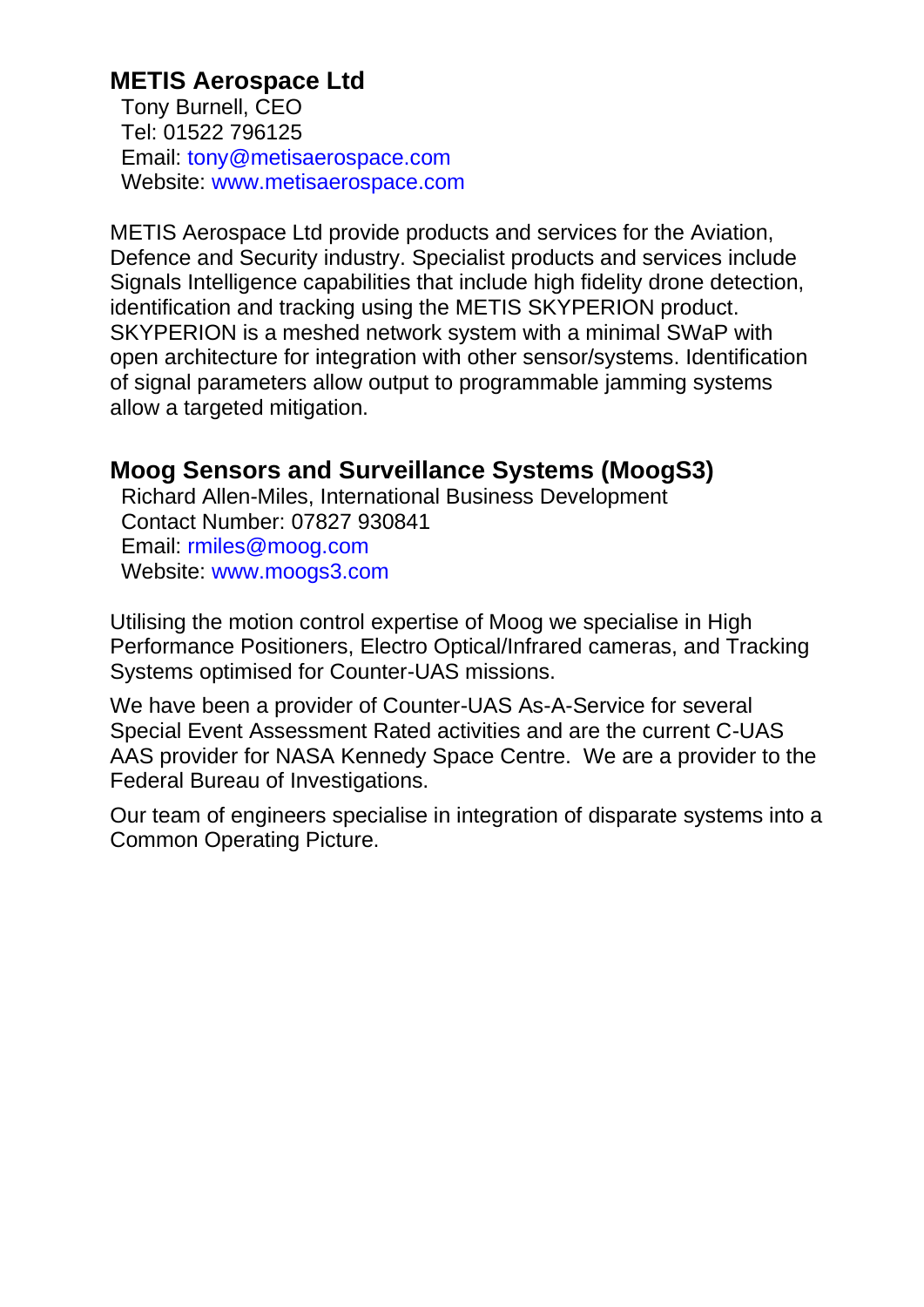## METIS Aerospace Ltd

Tony Burnell, CEO
Tel: 01522 796125
Email: tony@metisaerospace.com
Website: www.metisaerospace.com

METIS Aerospace Ltd provide products and services for the Aviation, Defence and Security industry. Specialist products and services include Signals Intelligence capabilities that include high fidelity drone detection, identification and tracking using the METIS SKYPERION product. SKYPERION is a meshed network system with a minimal SWaP with open architecture for integration with other sensor/systems. Identification of signal parameters allow output to programmable jamming systems allow a targeted mitigation.

## Moog Sensors and Surveillance Systems (MoogS3)

Richard Allen-Miles, International Business Development
Contact Number: 07827 930841
Email: rmiles@moog.com
Website: www.moogs3.com

Utilising the motion control expertise of Moog we specialise in High Performance Positioners, Electro Optical/Infrared cameras, and Tracking Systems optimised for Counter-UAS missions.

We have been a provider of Counter-UAS As-A-Service for several Special Event Assessment Rated activities and are the current C-UAS AAS provider for NASA Kennedy Space Centre. We are a provider to the Federal Bureau of Investigations.

Our team of engineers specialise in integration of disparate systems into a Common Operating Picture.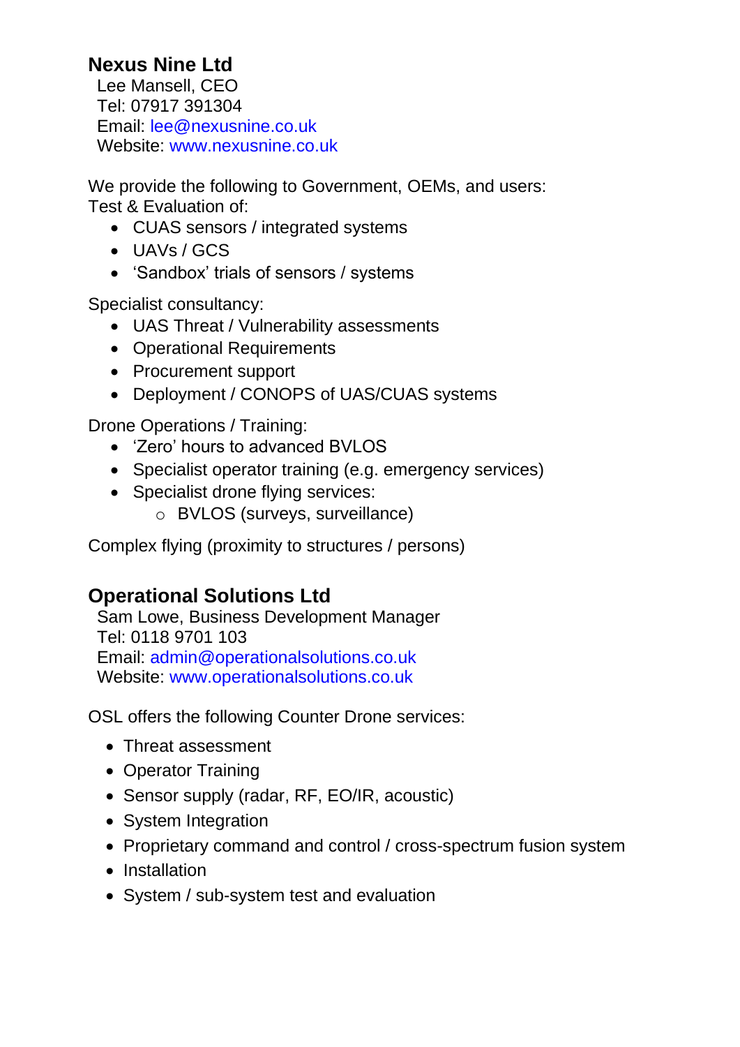## Nexus Nine Ltd

Lee Mansell, CEO
Tel: 07917 391304
Email: lee@nexusnine.co.uk
Website: www.nexusnine.co.uk

We provide the following to Government, OEMs, and users:
Test & Evaluation of:

- CUAS sensors / integrated systems
- UAVs / GCS
- 'Sandbox' trials of sensors / systems

Specialist consultancy:

- UAS Threat / Vulnerability assessments
- Operational Requirements
- Procurement support
- Deployment / CONOPS of UAS/CUAS systems

Drone Operations / Training:

- 'Zero' hours to advanced BVLOS
- Specialist operator training (e.g. emergency services)
- Specialist drone flying services:
    - BVLOS (surveys, surveillance)

Complex flying (proximity to structures / persons)

## Operational Solutions Ltd

Sam Lowe, Business Development Manager
Tel: 0118 9701 103
Email: admin@operationalsolutions.co.uk
Website: www.operationalsolutions.co.uk

OSL offers the following Counter Drone services:

- Threat assessment
- Operator Training
- Sensor supply (radar, RF, EO/IR, acoustic)
- System Integration
- Proprietary command and control / cross-spectrum fusion system
- Installation
- System / sub-system test and evaluation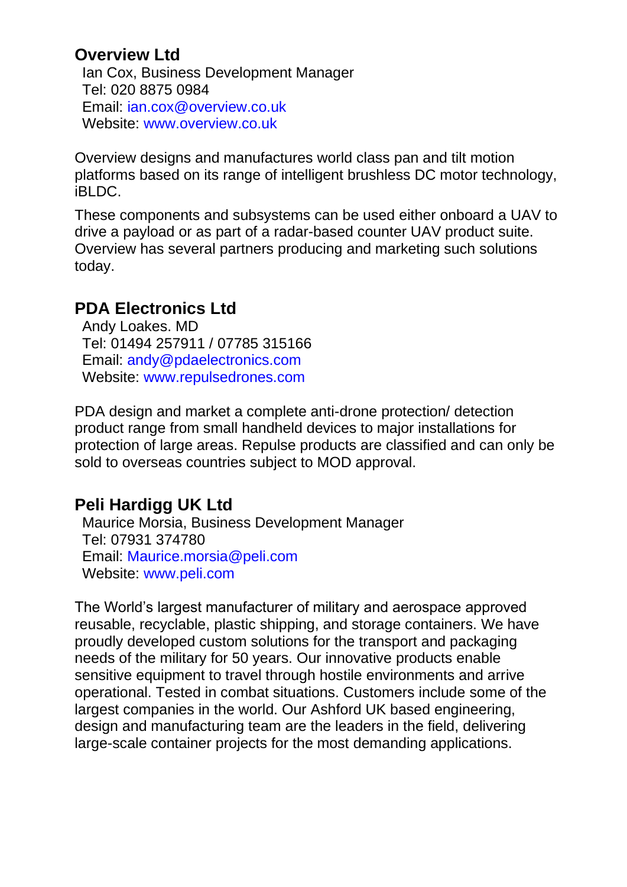## Overview Ltd

Ian Cox, Business Development Manager
Tel: 020 8875 0984
Email: ian.cox@overview.co.uk
Website: www.overview.co.uk

Overview designs and manufactures world class pan and tilt motion platforms based on its range of intelligent brushless DC motor technology, iBLDC.

These components and subsystems can be used either onboard a UAV to drive a payload or as part of a radar-based counter UAV product suite. Overview has several partners producing and marketing such solutions today.

## PDA Electronics Ltd

Andy Loakes. MD
Tel: 01494 257911 / 07785 315166
Email: andy@pdaelectronics.com
Website: www.repulsedrones.com

PDA design and market a complete anti-drone protection/ detection product range from small handheld devices to major installations for protection of large areas. Repulse products are classified and can only be sold to overseas countries subject to MOD approval.

## Peli Hardigg UK Ltd

Maurice Morsia, Business Development Manager
Tel: 07931 374780
Email: Maurice.morsia@peli.com
Website: www.peli.com

The World's largest manufacturer of military and aerospace approved reusable, recyclable, plastic shipping, and storage containers. We have proudly developed custom solutions for the transport and packaging needs of the military for 50 years. Our innovative products enable sensitive equipment to travel through hostile environments and arrive operational. Tested in combat situations. Customers include some of the largest companies in the world. Our Ashford UK based engineering, design and manufacturing team are the leaders in the field, delivering large-scale container projects for the most demanding applications.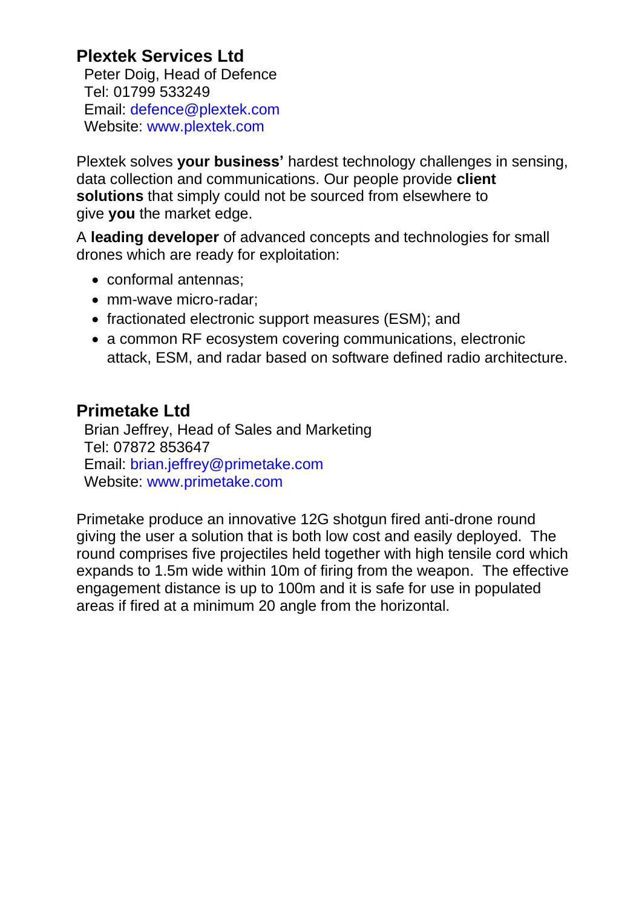### Plextek Services Ltd

Peter Doig, Head of Defence
Tel: 01799 533249
Email: defence@plextek.com
Website: www.plextek.com

Plextek solves **your business'** hardest technology challenges in sensing, data collection and communications. Our people provide **client solutions** that simply could not be sourced from elsewhere to give **you** the market edge.

A **leading developer** of advanced concepts and technologies for small drones which are ready for exploitation:

- conformal antennas;
- mm-wave micro-radar;
- fractionated electronic support measures (ESM); and
- a common RF ecosystem covering communications, electronic attack, ESM, and radar based on software defined radio architecture.

### Primetake Ltd

Brian Jeffrey, Head of Sales and Marketing
Tel: 07872 853647
Email: brian.jeffrey@primetake.com
Website: www.primetake.com

Primetake produce an innovative 12G shotgun fired anti-drone round giving the user a solution that is both low cost and easily deployed. The round comprises five projectiles held together with high tensile cord which expands to 1.5m wide within 10m of firing from the weapon. The effective engagement distance is up to 100m and it is safe for use in populated areas if fired at a minimum 20 angle from the horizontal.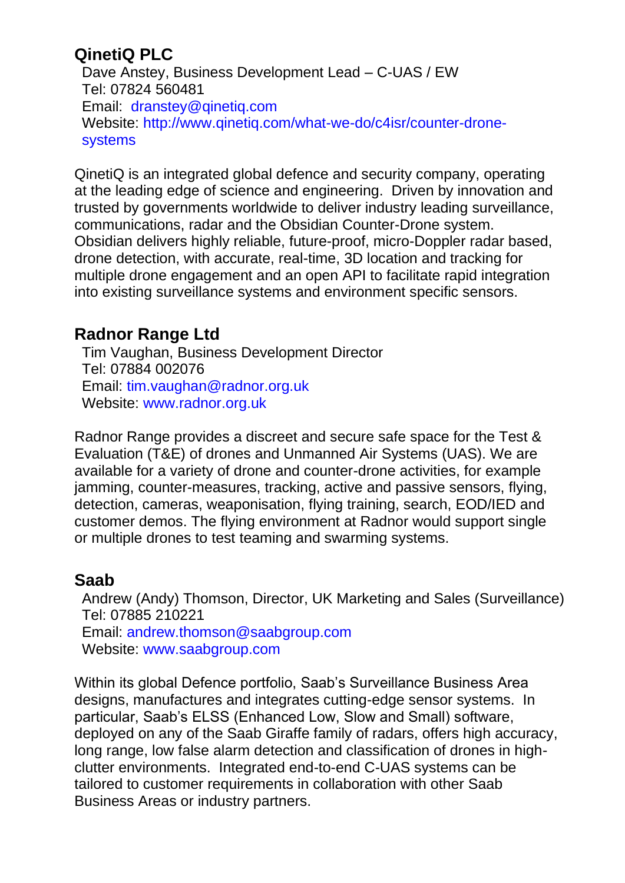## QinetiQ PLC

Dave Anstey, Business Development Lead – C-UAS / EW
Tel: 07824 560481
Email: dranstey@qinetiq.com
Website: http://www.qinetiq.com/what-we-do/c4isr/counter-drone-systems

QinetiQ is an integrated global defence and security company, operating at the leading edge of science and engineering. Driven by innovation and trusted by governments worldwide to deliver industry leading surveillance, communications, radar and the Obsidian Counter-Drone system. Obsidian delivers highly reliable, future-proof, micro-Doppler radar based, drone detection, with accurate, real-time, 3D location and tracking for multiple drone engagement and an open API to facilitate rapid integration into existing surveillance systems and environment specific sensors.

## Radnor Range Ltd

Tim Vaughan, Business Development Director
Tel: 07884 002076
Email: tim.vaughan@radnor.org.uk
Website: www.radnor.org.uk

Radnor Range provides a discreet and secure safe space for the Test & Evaluation (T&E) of drones and Unmanned Air Systems (UAS). We are available for a variety of drone and counter-drone activities, for example jamming, counter-measures, tracking, active and passive sensors, flying, detection, cameras, weaponisation, flying training, search, EOD/IED and customer demos. The flying environment at Radnor would support single or multiple drones to test teaming and swarming systems.

## Saab

Andrew (Andy) Thomson, Director, UK Marketing and Sales (Surveillance)
Tel: 07885 210221
Email: andrew.thomson@saabgroup.com
Website: www.saabgroup.com

Within its global Defence portfolio, Saab's Surveillance Business Area designs, manufactures and integrates cutting-edge sensor systems. In particular, Saab's ELSS (Enhanced Low, Slow and Small) software, deployed on any of the Saab Giraffe family of radars, offers high accuracy, long range, low false alarm detection and classification of drones in high-clutter environments. Integrated end-to-end C-UAS systems can be tailored to customer requirements in collaboration with other Saab Business Areas or industry partners.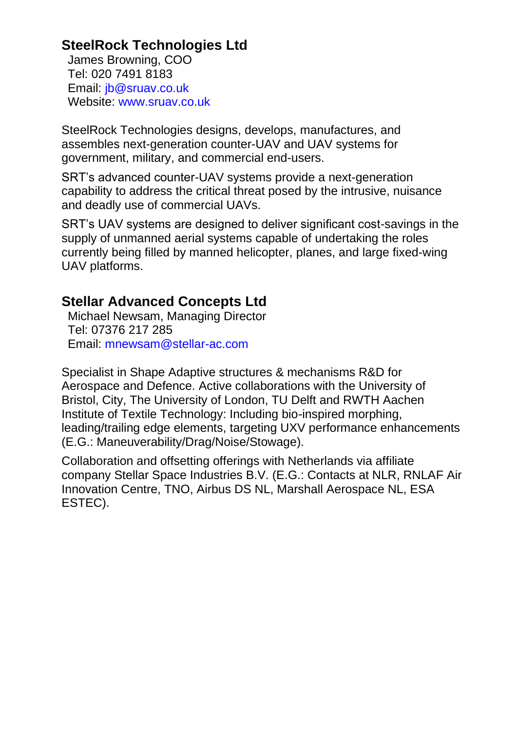## SteelRock Technologies Ltd

James Browning, COO
Tel: 020 7491 8183
Email: jb@sruav.co.uk
Website: www.sruav.co.uk

SteelRock Technologies designs, develops, manufactures, and assembles next-generation counter-UAV and UAV systems for government, military, and commercial end-users.

SRT's advanced counter-UAV systems provide a next-generation capability to address the critical threat posed by the intrusive, nuisance and deadly use of commercial UAVs.

SRT's UAV systems are designed to deliver significant cost-savings in the supply of unmanned aerial systems capable of undertaking the roles currently being filled by manned helicopter, planes, and large fixed-wing UAV platforms.

## Stellar Advanced Concepts Ltd

Michael Newsam, Managing Director
Tel: 07376 217 285
Email: mnewsam@stellar-ac.com

Specialist in Shape Adaptive structures & mechanisms R&D for Aerospace and Defence. Active collaborations with the University of Bristol, City, The University of London, TU Delft and RWTH Aachen Institute of Textile Technology: Including bio-inspired morphing, leading/trailing edge elements, targeting UXV performance enhancements (E.G.: Maneuverability/Drag/Noise/Stowage).

Collaboration and offsetting offerings with Netherlands via affiliate company Stellar Space Industries B.V. (E.G.: Contacts at NLR, RNLAF Air Innovation Centre, TNO, Airbus DS NL, Marshall Aerospace NL, ESA ESTEC).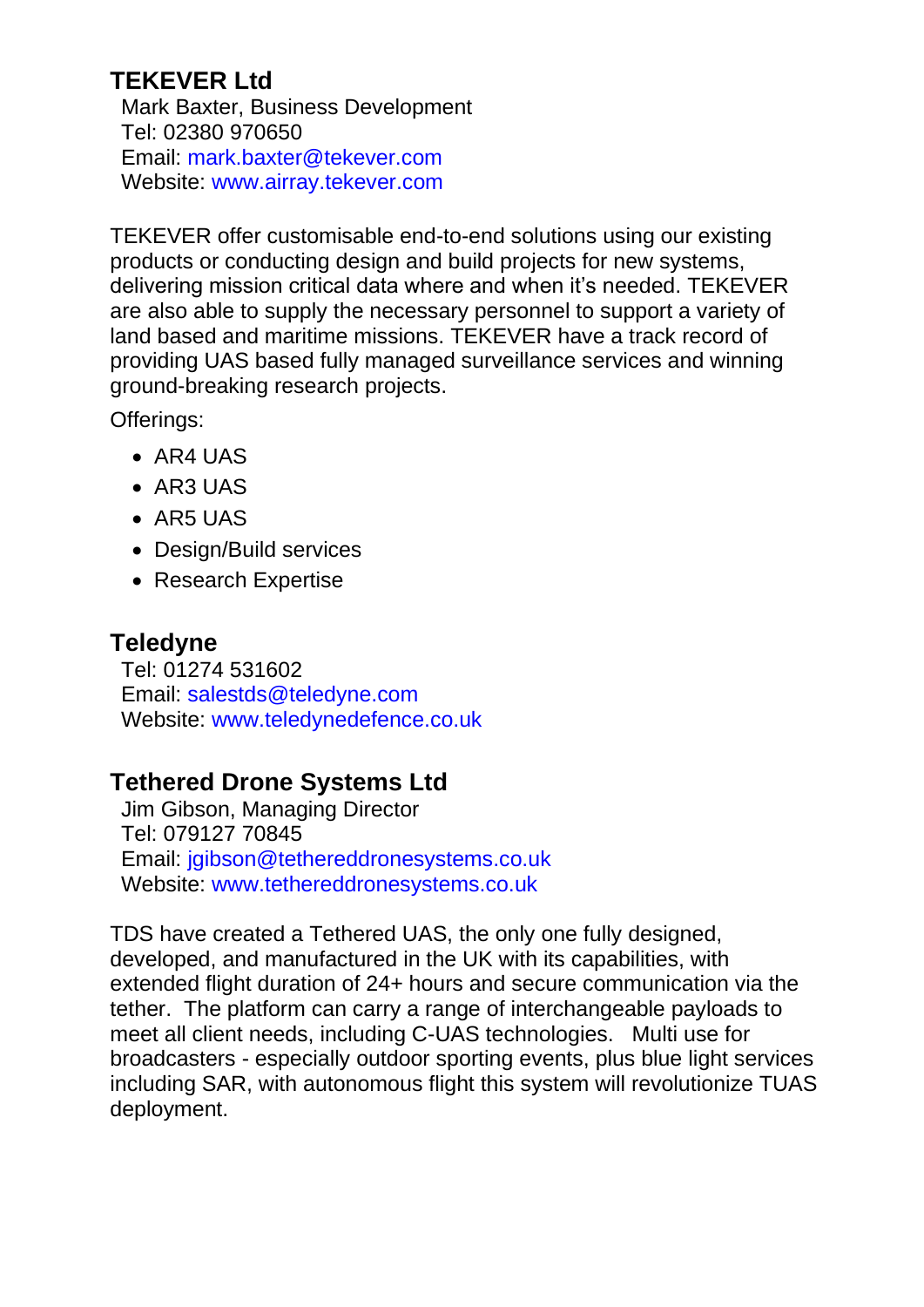## TEKEVER Ltd

Mark Baxter, Business Development
Tel: 02380 970650
Email: mark.baxter@tekever.com
Website: www.airray.tekever.com

TEKEVER offer customisable end-to-end solutions using our existing products or conducting design and build projects for new systems, delivering mission critical data where and when it's needed. TEKEVER are also able to supply the necessary personnel to support a variety of land based and maritime missions. TEKEVER have a track record of providing UAS based fully managed surveillance services and winning ground-breaking research projects.

Offerings:

- AR4 UAS
- AR3 UAS
- AR5 UAS
- Design/Build services
- Research Expertise

## Teledyne

Tel: 01274 531602
Email: salestds@teledyne.com
Website: www.teledynedefence.co.uk

## Tethered Drone Systems Ltd

Jim Gibson, Managing Director
Tel: 079127 70845
Email: jgibson@tethereddronesystems.co.uk
Website: www.tethereddronesystems.co.uk

TDS have created a Tethered UAS, the only one fully designed, developed, and manufactured in the UK with its capabilities, with extended flight duration of 24+ hours and secure communication via the tether. The platform can carry a range of interchangeable payloads to meet all client needs, including C-UAS technologies. Multi use for broadcasters - especially outdoor sporting events, plus blue light services including SAR, with autonomous flight this system will revolutionize TUAS deployment.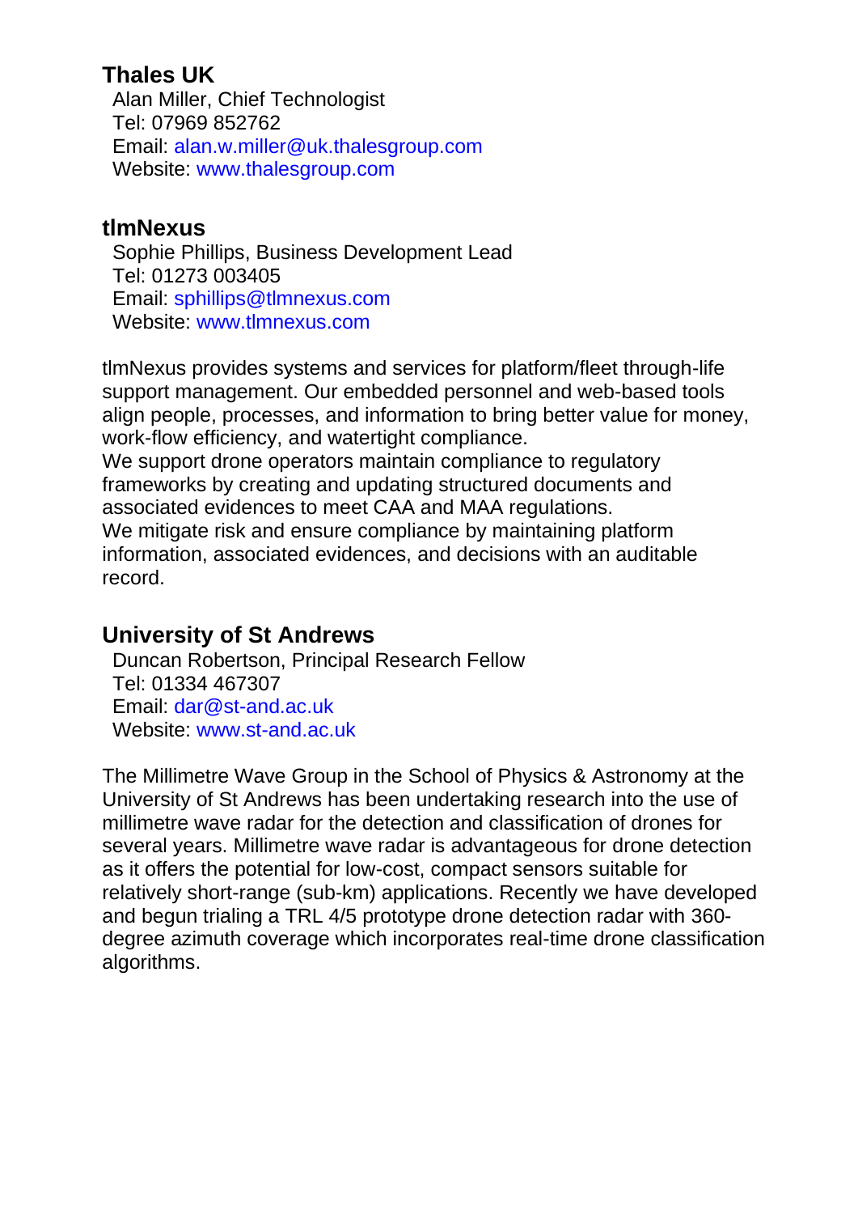## Thales UK

Alan Miller, Chief Technologist
Tel: 07969 852762
Email: alan.w.miller@uk.thalesgroup.com
Website: www.thalesgroup.com

## tlmNexus

Sophie Phillips, Business Development Lead
Tel: 01273 003405
Email: sphillips@tlmnexus.com
Website: www.tlmnexus.com

tlmNexus provides systems and services for platform/fleet through-life support management. Our embedded personnel and web-based tools align people, processes, and information to bring better value for money, work-flow efficiency, and watertight compliance.
We support drone operators maintain compliance to regulatory frameworks by creating and updating structured documents and associated evidences to meet CAA and MAA regulations.
We mitigate risk and ensure compliance by maintaining platform information, associated evidences, and decisions with an auditable record.

## University of St Andrews

Duncan Robertson, Principal Research Fellow
Tel: 01334 467307
Email: dar@st-and.ac.uk
Website: www.st-and.ac.uk

The Millimetre Wave Group in the School of Physics & Astronomy at the University of St Andrews has been undertaking research into the use of millimetre wave radar for the detection and classification of drones for several years. Millimetre wave radar is advantageous for drone detection as it offers the potential for low-cost, compact sensors suitable for relatively short-range (sub-km) applications. Recently we have developed and begun trialing a TRL 4/5 prototype drone detection radar with 360-degree azimuth coverage which incorporates real-time drone classification algorithms.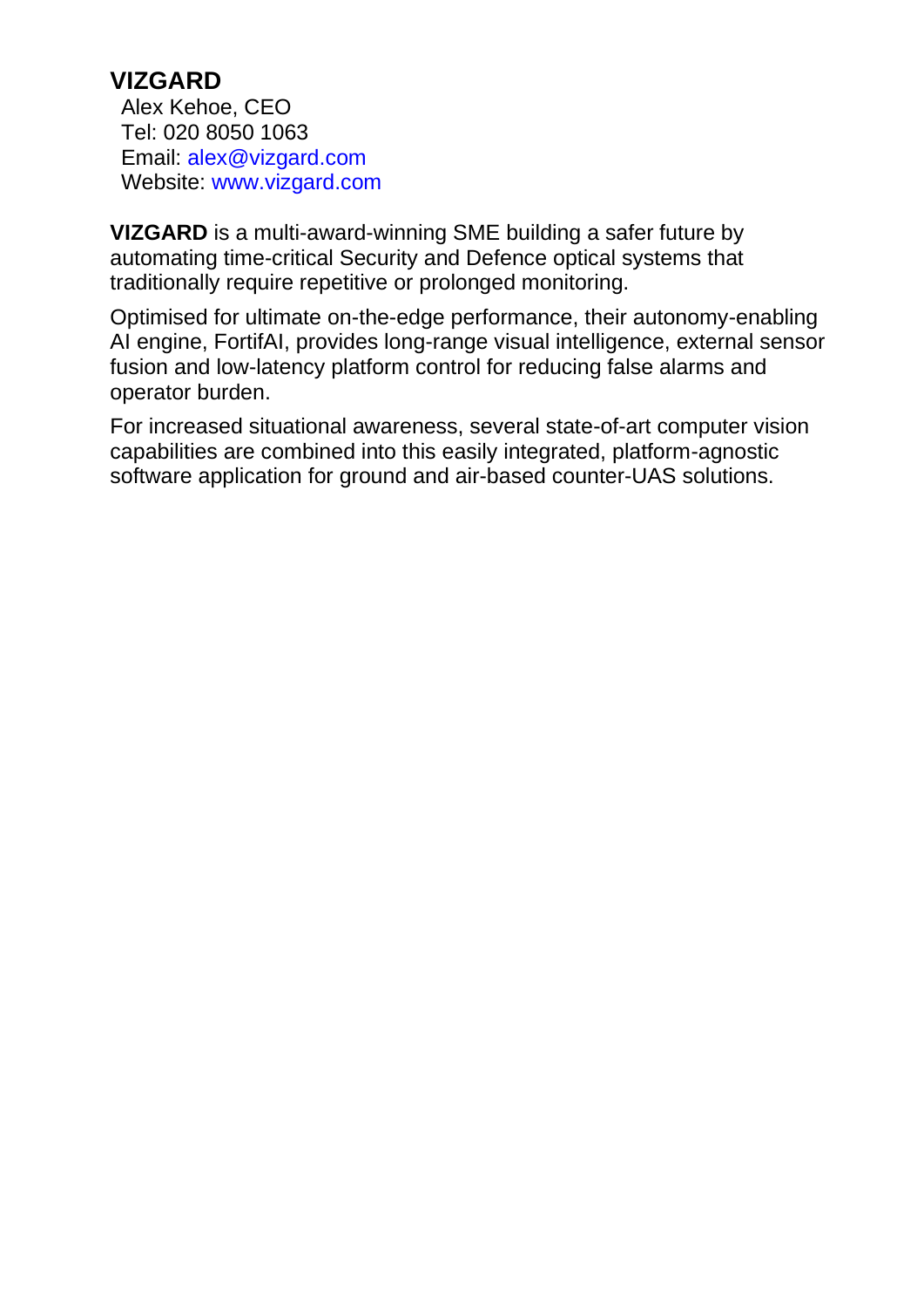**VIZGARD**

Alex Kehoe, CEO
Tel: 020 8050 1063
Email: alex@vizgard.com
Website: www.vizgard.com

**VIZGARD** is a multi-award-winning SME building a safer future by automating time-critical Security and Defence optical systems that traditionally require repetitive or prolonged monitoring.

Optimised for ultimate on-the-edge performance, their autonomy-enabling AI engine, FortifAI, provides long-range visual intelligence, external sensor fusion and low-latency platform control for reducing false alarms and operator burden.

For increased situational awareness, several state-of-art computer vision capabilities are combined into this easily integrated, platform-agnostic software application for ground and air-based counter-UAS solutions.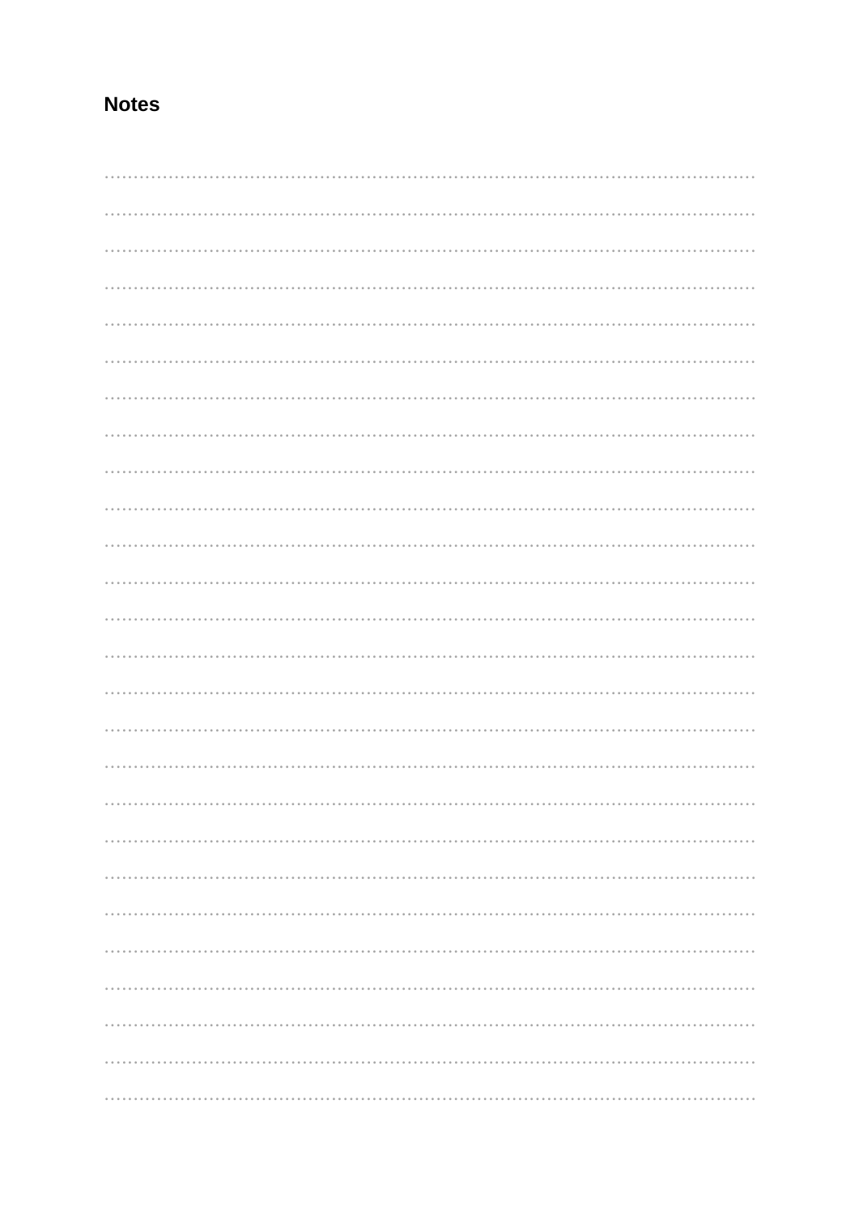**Notes**